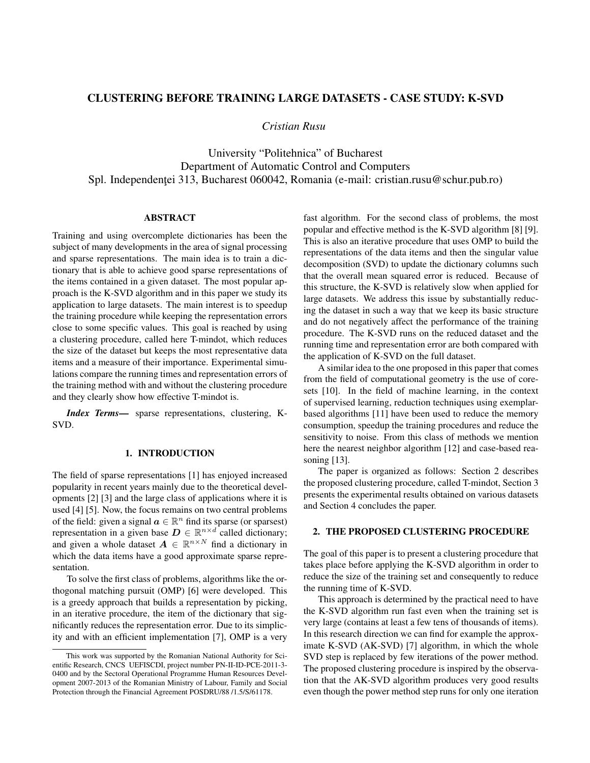# CLUSTERING BEFORE TRAINING LARGE DATASETS - CASE STUDY: K-SVD

*Cristian Rusu*

University "Politehnica" of Bucharest
Department of Automatic Control and Computers
Spl. Independenţei 313, Bucharest 060042, Romania (e-mail: cristian.rusu@schur.pub.ro)

## ABSTRACT

Training and using overcomplete dictionaries has been the subject of many developments in the area of signal processing and sparse representations. The main idea is to train a dictionary that is able to achieve good sparse representations of the items contained in a given dataset. The most popular approach is the K-SVD algorithm and in this paper we study its application to large datasets. The main interest is to speedup the training procedure while keeping the representation errors close to some specific values. This goal is reached by using a clustering procedure, called here T-mindot, which reduces the size of the dataset but keeps the most representative data items and a measure of their importance. Experimental simulations compare the running times and representation errors of the training method with and without the clustering procedure and they clearly show how effective T-mindot is.

***Index Terms*—** sparse representations, clustering, K-SVD.

## 1. INTRODUCTION

The field of sparse representations [1] has enjoyed increased popularity in recent years mainly due to the theoretical developments [2] [3] and the large class of applications where it is used [4] [5]. Now, the focus remains on two central problems of the field: given a signal $\boldsymbol{a} \in \mathbb{R}^n$ find its sparse (or sparsest) representation in a given base $\boldsymbol{D} \in \mathbb{R}^{n \times d}$ called dictionary; and given a whole dataset $\boldsymbol{A} \in \mathbb{R}^{n \times N}$ find a dictionary in which the data items have a good approximate sparse representation.

To solve the first class of problems, algorithms like the orthogonal matching pursuit (OMP) [6] were developed. This is a greedy approach that builds a representation by picking, in an iterative procedure, the item of the dictionary that significantly reduces the representation error. Due to its simplicity and with an efficient implementation [7], OMP is a very fast algorithm. For the second class of problems, the most popular and effective method is the K-SVD algorithm [8] [9]. This is also an iterative procedure that uses OMP to build the representations of the data items and then the singular value decomposition (SVD) to update the dictionary columns such that the overall mean squared error is reduced. Because of this structure, the K-SVD is relatively slow when applied for large datasets. We address this issue by substantially reducing the dataset in such a way that we keep its basic structure and do not negatively affect the performance of the training procedure. The K-SVD runs on the reduced dataset and the running time and representation error are both compared with the application of K-SVD on the full dataset.

A similar idea to the one proposed in this paper that comes from the field of computational geometry is the use of coresets [10]. In the field of machine learning, in the context of supervised learning, reduction techniques using exemplar-based algorithms [11] have been used to reduce the memory consumption, speedup the training procedures and reduce the sensitivity to noise. From this class of methods we mention here the nearest neighbor algorithm [12] and case-based reasoning [13].

The paper is organized as follows: Section 2 describes the proposed clustering procedure, called T-mindot, Section 3 presents the experimental results obtained on various datasets and Section 4 concludes the paper.

## 2. THE PROPOSED CLUSTERING PROCEDURE

The goal of this paper is to present a clustering procedure that takes place before applying the K-SVD algorithm in order to reduce the size of the training set and consequently to reduce the running time of K-SVD.

This approach is determined by the practical need to have the K-SVD algorithm run fast even when the training set is very large (contains at least a few tens of thousands of items). In this research direction we can find for example the approximate K-SVD (AK-SVD) [7] algorithm, in which the whole SVD step is replaced by few iterations of the power method. The proposed clustering procedure is inspired by the observation that the AK-SVD algorithm produces very good results even though the power method step runs for only one iteration

This work was supported by the Romanian National Authority for Scientific Research, CNCS UEFISCDI, project number PN-II-ID-PCE-2011-3-0400 and by the Sectoral Operational Programme Human Resources Development 2007-2013 of the Romanian Ministry of Labour, Family and Social Protection through the Financial Agreement POSDRU/88 /1.5/S/61178.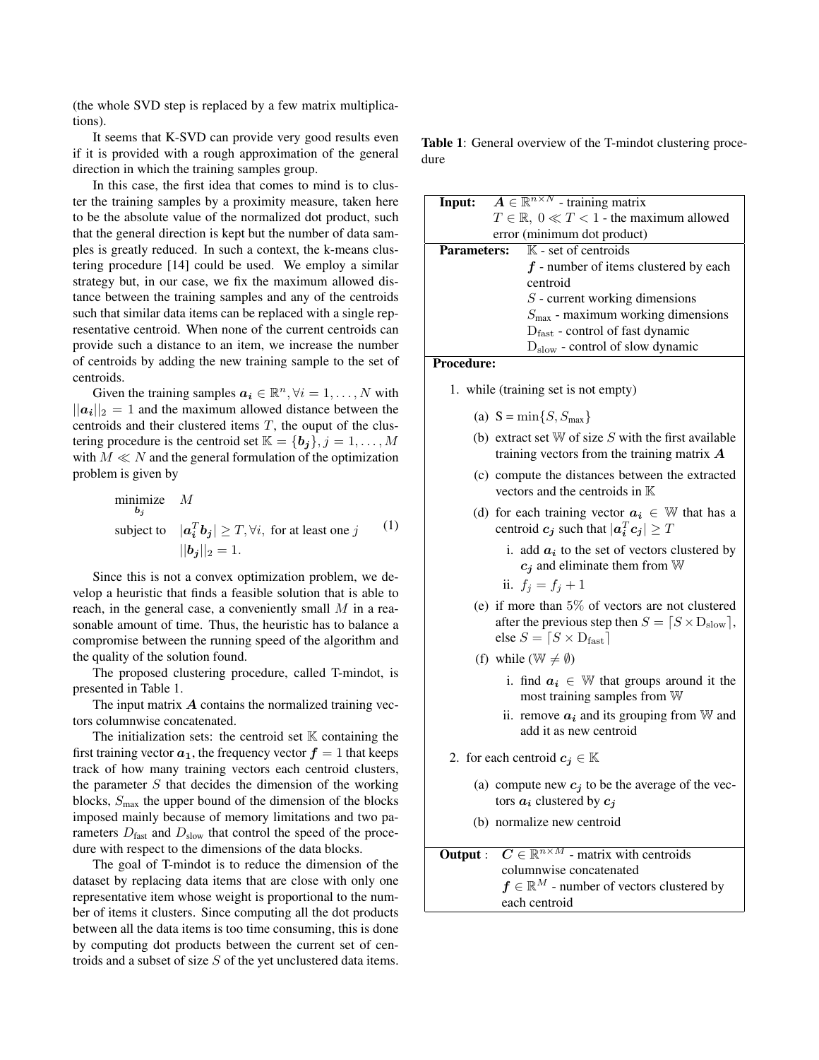(the whole SVD step is replaced by a few matrix multiplications).

It seems that K-SVD can provide very good results even if it is provided with a rough approximation of the general direction in which the training samples group.

In this case, the first idea that comes to mind is to cluster the training samples by a proximity measure, taken here to be the absolute value of the normalized dot product, such that the general direction is kept but the number of data samples is greatly reduced. In such a context, the k-means clustering procedure [14] could be used. We employ a similar strategy but, in our case, we fix the maximum allowed distance between the training samples and any of the centroids such that similar data items can be replaced with a single representative centroid. When none of the current centroids can provide such a distance to an item, we increase the number of centroids by adding the new training sample to the set of centroids.

Given the training samples $\boldsymbol{a_i} \in \mathbb{R}^n, \forall i = 1, \ldots, N$ with $||\boldsymbol{a_i}||_2 = 1$ and the maximum allowed distance between the centroids and their clustered items $T$, the ouput of the clustering procedure is the centroid set $\mathbb{K} = \{\boldsymbol{b_j}\}, j = 1, \ldots, M$ with $M \ll N$ and the general formulation of the optimization problem is given by

$$\begin{aligned} \underset{\boldsymbol{b_j}}{\text{minimize}} \quad & M \\ \text{subject to} \quad & |\boldsymbol{a_i}^T \boldsymbol{b_j}| \geq T, \forall i, \text{ for at least one } j \\ & ||\boldsymbol{b_j}||_2 = 1. \end{aligned} \tag{1}$$

Since this is not a convex optimization problem, we develop a heuristic that finds a feasible solution that is able to reach, in the general case, a conveniently small $M$ in a reasonable amount of time. Thus, the heuristic has to balance a compromise between the running speed of the algorithm and the quality of the solution found.

The proposed clustering procedure, called T-mindot, is presented in Table 1.

The input matrix $\boldsymbol{A}$ contains the normalized training vectors columnwise concatenated.

The initialization sets: the centroid set $\mathbb{K}$ containing the first training vector $\boldsymbol{a_1}$, the frequency vector $\boldsymbol{f} = 1$ that keeps track of how many training vectors each centroid clusters, the parameter $S$ that decides the dimension of the working blocks, $S_{\max}$ the upper bound of the dimension of the blocks imposed mainly because of memory limitations and two parameters $D_{\text{fast}}$ and $D_{\text{slow}}$ that control the speed of the procedure with respect to the dimensions of the data blocks.

The goal of T-mindot is to reduce the dimension of the dataset by replacing data items that are close with only one representative item whose weight is proportional to the number of items it clusters. Since computing all the dot products between all the data items is too time consuming, this is done by computing dot products between the current set of centroids and a subset of size $S$ of the yet unclustered data items.

**Table 1**: General overview of the T-mindot clustering procedure

**Input:** $\boldsymbol{A} \in \mathbb{R}^{n \times N}$ - training matrix
$T \in \mathbb{R},\ 0 \ll T < 1$ - the maximum allowed error (minimum dot product)

**Parameters:**
$\mathbb{K}$ - set of centroids
$\boldsymbol{f}$ - number of items clustered by each centroid
$S$ - current working dimensions
$S_{\max}$ - maximum working dimensions
$\text{D}_{\text{fast}}$ - control of fast dynamic
$\text{D}_{\text{slow}}$ - control of slow dynamic

**Procedure:**

1. while (training set is not empty)
   (a) S = $\min\{S, S_{\max}\}$
   (b) extract set $\mathbb{W}$ of size $S$ with the first available training vectors from the training matrix $\boldsymbol{A}$
   (c) compute the distances between the extracted vectors and the centroids in $\mathbb{K}$
   (d) for each training vector $\boldsymbol{a_i} \in \mathbb{W}$ that has a centroid $\boldsymbol{c_j}$ such that $|\boldsymbol{a_i}^T \boldsymbol{c_j}| \geq T$
      i. add $\boldsymbol{a_i}$ to the set of vectors clustered by $\boldsymbol{c_j}$ and eliminate them from $\mathbb{W}$
      ii. $f_j = f_j + 1$
   (e) if more than 5% of vectors are not clustered after the previous step then $S = \lceil S \times \text{D}_{\text{slow}} \rceil$, else $S = \lceil S \times \text{D}_{\text{fast}} \rceil$
   (f) while ($\mathbb{W} \neq \emptyset$)
      i. find $\boldsymbol{a_i} \in \mathbb{W}$ that groups around it the most training samples from $\mathbb{W}$
      ii. remove $\boldsymbol{a_i}$ and its grouping from $\mathbb{W}$ and add it as new centroid
2. for each centroid $\boldsymbol{c_j} \in \mathbb{K}$
   (a) compute new $\boldsymbol{c_j}$ to be the average of the vectors $\boldsymbol{a_i}$ clustered by $\boldsymbol{c_j}$
   (b) normalize new centroid

**Output**: $\boldsymbol{C} \in \mathbb{R}^{n \times M}$ - matrix with centroids columnwise concatenated
$\boldsymbol{f} \in \mathbb{R}^M$ - number of vectors clustered by each centroid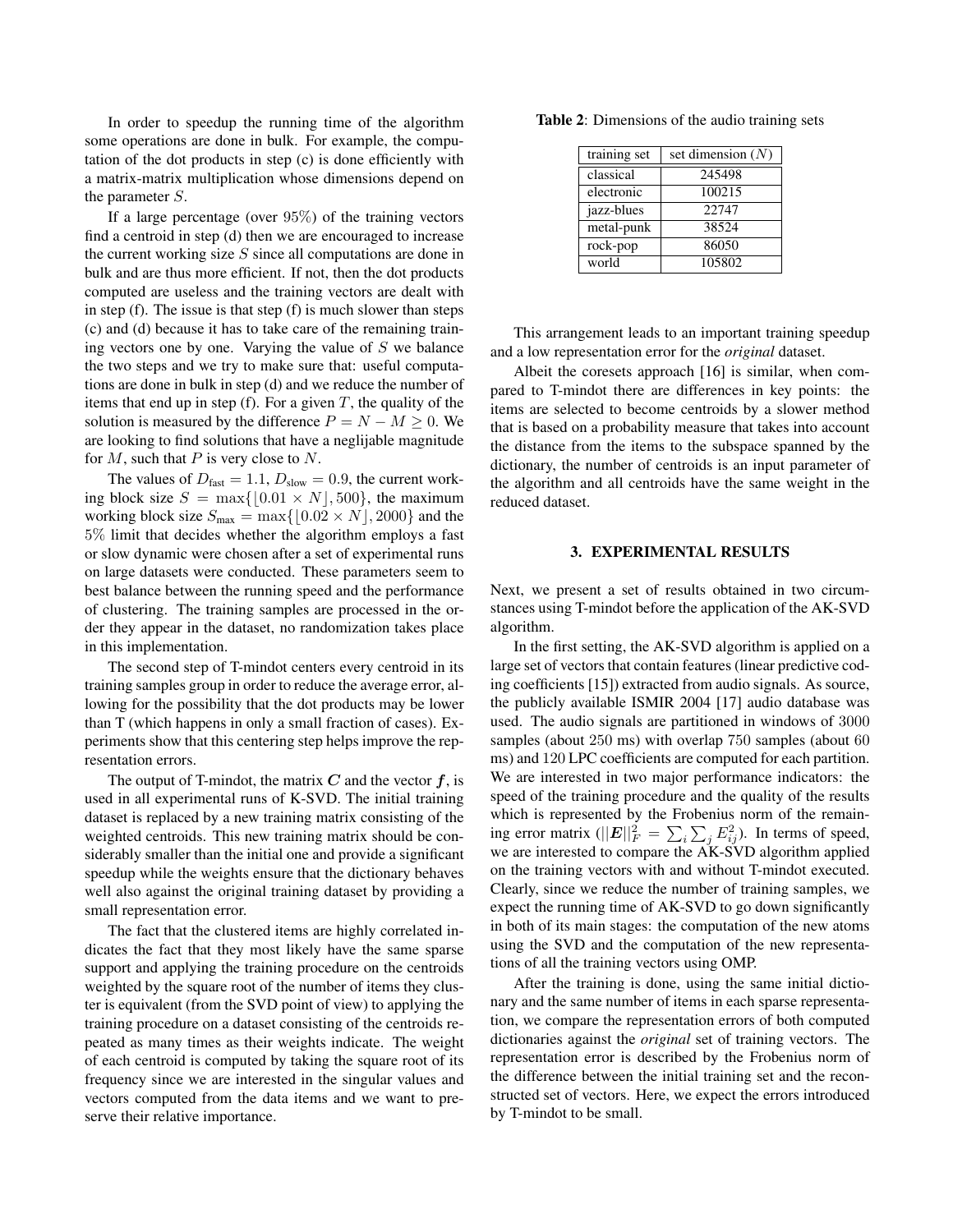In order to speedup the running time of the algorithm some operations are done in bulk. For example, the computation of the dot products in step (c) is done efficiently with a matrix-matrix multiplication whose dimensions depend on the parameter $S$.

If a large percentage (over $95\%$) of the training vectors find a centroid in step (d) then we are encouraged to increase the current working size $S$ since all computations are done in bulk and are thus more efficient. If not, then the dot products computed are useless and the training vectors are dealt with in step (f). The issue is that step (f) is much slower than steps (c) and (d) because it has to take care of the remaining training vectors one by one. Varying the value of $S$ we balance the two steps and we try to make sure that: useful computations are done in bulk in step (d) and we reduce the number of items that end up in step (f). For a given $T$, the quality of the solution is measured by the difference $P = N - M \geq 0$. We are looking to find solutions that have a neglijable magnitude for $M$, such that $P$ is very close to $N$.

The values of $D_{\text{fast}} = 1.1$, $D_{\text{slow}} = 0.9$, the current working block size $S = \max\{\lfloor 0.01 \times N \rfloor, 500\}$, the maximum working block size $S_{\max} = \max\{\lfloor 0.02 \times N \rfloor, 2000\}$ and the $5\%$ limit that decides whether the algorithm employs a fast or slow dynamic were chosen after a set of experimental runs on large datasets were conducted. These parameters seem to best balance between the running speed and the performance of clustering. The training samples are processed in the order they appear in the dataset, no randomization takes place in this implementation.

The second step of T-mindot centers every centroid in its training samples group in order to reduce the average error, allowing for the possibility that the dot products may be lower than T (which happens in only a small fraction of cases). Experiments show that this centering step helps improve the representation errors.

The output of T-mindot, the matrix $\boldsymbol{C}$ and the vector $\boldsymbol{f}$, is used in all experimental runs of K-SVD. The initial training dataset is replaced by a new training matrix consisting of the weighted centroids. This new training matrix should be considerably smaller than the initial one and provide a significant speedup while the weights ensure that the dictionary behaves well also against the original training dataset by providing a small representation error.

The fact that the clustered items are highly correlated indicates the fact that they most likely have the same sparse support and applying the training procedure on the centroids weighted by the square root of the number of items they cluster is equivalent (from the SVD point of view) to applying the training procedure on a dataset consisting of the centroids repeated as many times as their weights indicate. The weight of each centroid is computed by taking the square root of its frequency since we are interested in the singular values and vectors computed from the data items and we want to preserve their relative importance.

**Table 2**: Dimensions of the audio training sets

| training set | set dimension ($N$) |
|---|---|
| classical | 245498 |
| electronic | 100215 |
| jazz-blues | 22747 |
| metal-punk | 38524 |
| rock-pop | 86050 |
| world | 105802 |

This arrangement leads to an important training speedup and a low representation error for the *original* dataset.

Albeit the coresets approach [16] is similar, when compared to T-mindot there are differences in key points: the items are selected to become centroids by a slower method that is based on a probability measure that takes into account the distance from the items to the subspace spanned by the dictionary, the number of centroids is an input parameter of the algorithm and all centroids have the same weight in the reduced dataset.

## 3. EXPERIMENTAL RESULTS

Next, we present a set of results obtained in two circumstances using T-mindot before the application of the AK-SVD algorithm.

In the first setting, the AK-SVD algorithm is applied on a large set of vectors that contain features (linear predictive coding coefficients [15]) extracted from audio signals. As source, the publicly available ISMIR 2004 [17] audio database was used. The audio signals are partitioned in windows of 3000 samples (about 250 ms) with overlap 750 samples (about 60 ms) and 120 LPC coefficients are computed for each partition. We are interested in two major performance indicators: the speed of the training procedure and the quality of the results which is represented by the Frobenius norm of the remaining error matrix ($||\boldsymbol{E}||_F^2 = \sum_i \sum_j E_{ij}^2$). In terms of speed, we are interested to compare the AK-SVD algorithm applied on the training vectors with and without T-mindot executed. Clearly, since we reduce the number of training samples, we expect the running time of AK-SVD to go down significantly in both of its main stages: the computation of the new atoms using the SVD and the computation of the new representations of all the training vectors using OMP.

After the training is done, using the same initial dictionary and the same number of items in each sparse representation, we compare the representation errors of both computed dictionaries against the *original* set of training vectors. The representation error is described by the Frobenius norm of the difference between the initial training set and the reconstructed set of vectors. Here, we expect the errors introduced by T-mindot to be small.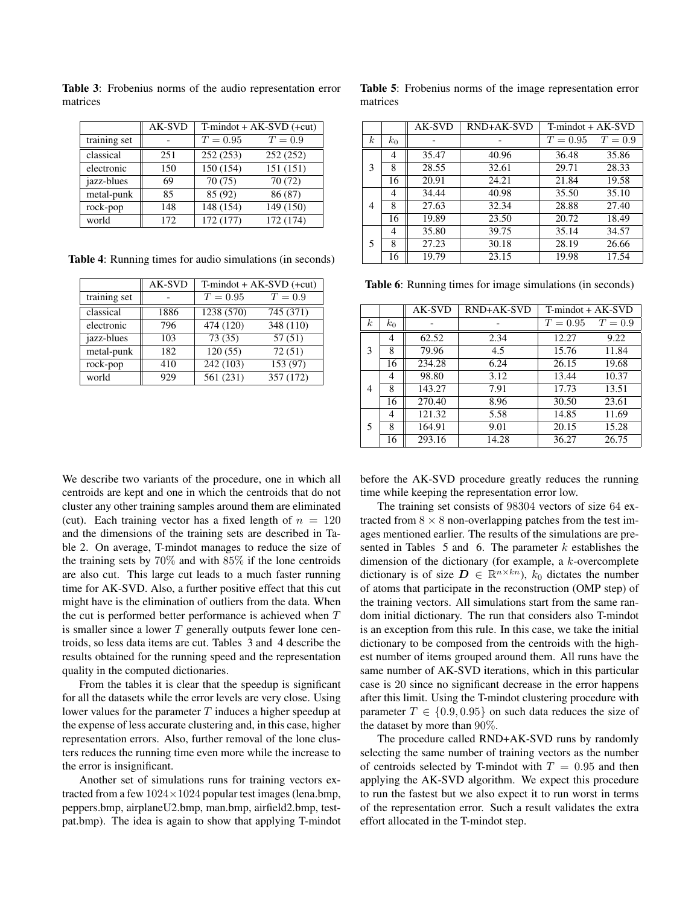**Table 3**: Frobenius norms of the audio representation error matrices

| | AK-SVD | T-mindot + AK-SVD (+cut) | |
|---|---|---|---|
| training set | - | $T = 0.95$ | $T = 0.9$ |
| classical | 251 | 252 (253) | 252 (252) |
| electronic | 150 | 150 (154) | 151 (151) |
| jazz-blues | 69 | 70 (75) | 70 (72) |
| metal-punk | 85 | 85 (92) | 86 (87) |
| rock-pop | 148 | 148 (154) | 149 (150) |
| world | 172 | 172 (177) | 172 (174) |

**Table 4**: Running times for audio simulations (in seconds)

| | AK-SVD | T-mindot + AK-SVD (+cut) | |
|---|---|---|---|
| training set | - | $T = 0.95$ | $T = 0.9$ |
| classical | 1886 | 1238 (570) | 745 (371) |
| electronic | 796 | 474 (120) | 348 (110) |
| jazz-blues | 103 | 73 (35) | 57 (51) |
| metal-punk | 182 | 120 (55) | 72 (51) |
| rock-pop | 410 | 242 (103) | 153 (97) |
| world | 929 | 561 (231) | 357 (172) |

**Table 5**: Frobenius norms of the image representation error matrices

| | | AK-SVD | RND+AK-SVD | T-mindot + AK-SVD | |
|---|---|---|---|---|---|
| $k$ | $k_0$ | - | - | $T = 0.95$ | $T = 0.9$ |
| 3 | 4 | 35.47 | 40.96 | 36.48 | 35.86 |
| | 8 | 28.55 | 32.61 | 29.71 | 28.33 |
| | 16 | 20.91 | 24.21 | 21.84 | 19.58 |
| 4 | 4 | 34.44 | 40.98 | 35.50 | 35.10 |
| | 8 | 27.63 | 32.34 | 28.88 | 27.40 |
| | 16 | 19.89 | 23.50 | 20.72 | 18.49 |
| 5 | 4 | 35.80 | 39.75 | 35.14 | 34.57 |
| | 8 | 27.23 | 30.18 | 28.19 | 26.66 |
| | 16 | 19.79 | 23.15 | 19.98 | 17.54 |

**Table 6**: Running times for image simulations (in seconds)

| | | AK-SVD | RND+AK-SVD | T-mindot + AK-SVD | |
|---|---|---|---|---|---|
| $k$ | $k_0$ | - | - | $T = 0.95$ | $T = 0.9$ |
| 3 | 4 | 62.52 | 2.34 | 12.27 | 9.22 |
| | 8 | 79.96 | 4.5 | 15.76 | 11.84 |
| | 16 | 234.28 | 6.24 | 26.15 | 19.68 |
| 4 | 4 | 98.80 | 3.12 | 13.44 | 10.37 |
| | 8 | 143.27 | 7.91 | 17.73 | 13.51 |
| | 16 | 270.40 | 8.96 | 30.50 | 23.61 |
| 5 | 4 | 121.32 | 5.58 | 14.85 | 11.69 |
| | 8 | 164.91 | 9.01 | 20.15 | 15.28 |
| | 16 | 293.16 | 14.28 | 36.27 | 26.75 |

We describe two variants of the procedure, one in which all centroids are kept and one in which the centroids that do not cluster any other training samples around them are eliminated (cut). Each training vector has a fixed length of $n = 120$ and the dimensions of the training sets are described in Table 2. On average, T-mindot manages to reduce the size of the training sets by 70% and with 85% if the lone centroids are also cut. This large cut leads to a much faster running time for AK-SVD. Also, a further positive effect that this cut might have is the elimination of outliers from the data. When the cut is performed better performance is achieved when $T$ is smaller since a lower $T$ generally outputs fewer lone centroids, so less data items are cut. Tables 3 and 4 describe the results obtained for the running speed and the representation quality in the computed dictionaries.

From the tables it is clear that the speedup is significant for all the datasets while the error levels are very close. Using lower values for the parameter $T$ induces a higher speedup at the expense of less accurate clustering and, in this case, higher representation errors. Also, further removal of the lone clusters reduces the running time even more while the increase to the error is insignificant.

Another set of simulations runs for training vectors extracted from a few $1024 \times 1024$ popular test images (lena.bmp, peppers.bmp, airplaneU2.bmp, man.bmp, airfield2.bmp, testpat.bmp). The idea is again to show that applying T-mindot before the AK-SVD procedure greatly reduces the running time while keeping the representation error low.

The training set consists of 98304 vectors of size 64 extracted from $8 \times 8$ non-overlapping patches from the test images mentioned earlier. The results of the simulations are presented in Tables 5 and 6. The parameter $k$ establishes the dimension of the dictionary (for example, a $k$-overcomplete dictionary is of size $\boldsymbol{D} \in \mathbb{R}^{n \times kn}$), $k_0$ dictates the number of atoms that participate in the reconstruction (OMP step) of the training vectors. All simulations start from the same random initial dictionary. The run that considers also T-mindot is an exception from this rule. In this case, we take the initial dictionary to be composed from the centroids with the highest number of items grouped around them. All runs have the same number of AK-SVD iterations, which in this particular case is 20 since no significant decrease in the error happens after this limit. Using the T-mindot clustering procedure with parameter $T \in \{0.9, 0.95\}$ on such data reduces the size of the dataset by more than 90%.

The procedure called RND+AK-SVD runs by randomly selecting the same number of training vectors as the number of centroids selected by T-mindot with $T = 0.95$ and then applying the AK-SVD algorithm. We expect this procedure to run the fastest but we also expect it to run worst in terms of the representation error. Such a result validates the extra effort allocated in the T-mindot step.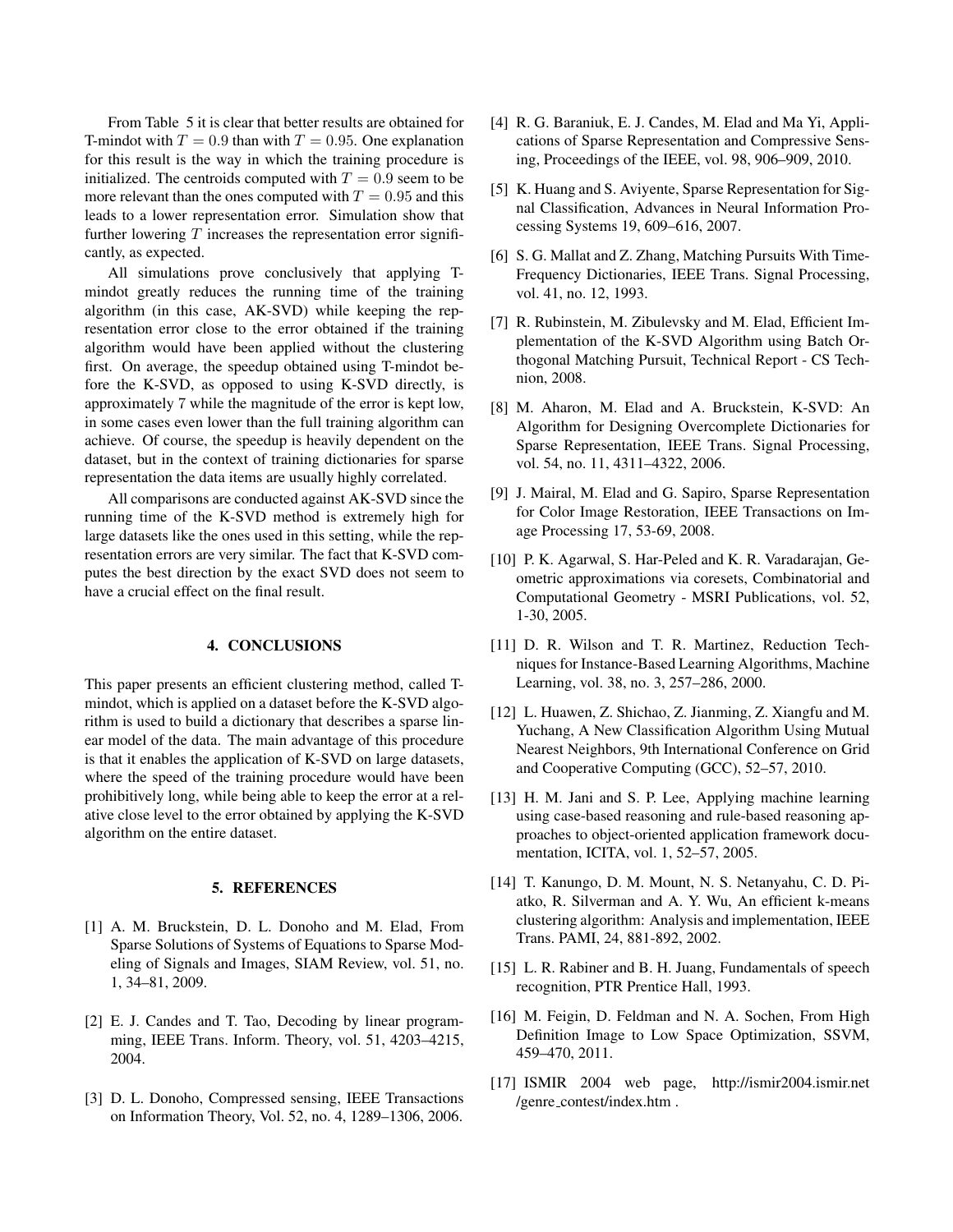From Table 5 it is clear that better results are obtained for T-mindot with $T = 0.9$ than with $T = 0.95$. One explanation for this result is the way in which the training procedure is initialized. The centroids computed with $T = 0.9$ seem to be more relevant than the ones computed with $T = 0.95$ and this leads to a lower representation error. Simulation show that further lowering $T$ increases the representation error significantly, as expected.

All simulations prove conclusively that applying T-mindot greatly reduces the running time of the training algorithm (in this case, AK-SVD) while keeping the representation error close to the error obtained if the training algorithm would have been applied without the clustering first. On average, the speedup obtained using T-mindot before the K-SVD, as opposed to using K-SVD directly, is approximately 7 while the magnitude of the error is kept low, in some cases even lower than the full training algorithm can achieve. Of course, the speedup is heavily dependent on the dataset, but in the context of training dictionaries for sparse representation the data items are usually highly correlated.

All comparisons are conducted against AK-SVD since the running time of the K-SVD method is extremely high for large datasets like the ones used in this setting, while the representation errors are very similar. The fact that K-SVD computes the best direction by the exact SVD does not seem to have a crucial effect on the final result.

## 4. CONCLUSIONS

This paper presents an efficient clustering method, called T-mindot, which is applied on a dataset before the K-SVD algorithm is used to build a dictionary that describes a sparse linear model of the data. The main advantage of this procedure is that it enables the application of K-SVD on large datasets, where the speed of the training procedure would have been prohibitively long, while being able to keep the error at a relative close level to the error obtained by applying the K-SVD algorithm on the entire dataset.

## 5. REFERENCES

[1] A. M. Bruckstein, D. L. Donoho and M. Elad, From Sparse Solutions of Systems of Equations to Sparse Modeling of Signals and Images, SIAM Review, vol. 51, no. 1, 34–81, 2009.

[2] E. J. Candes and T. Tao, Decoding by linear programming, IEEE Trans. Inform. Theory, vol. 51, 4203–4215, 2004.

[3] D. L. Donoho, Compressed sensing, IEEE Transactions on Information Theory, Vol. 52, no. 4, 1289–1306, 2006.

[4] R. G. Baraniuk, E. J. Candes, M. Elad and Ma Yi, Applications of Sparse Representation and Compressive Sensing, Proceedings of the IEEE, vol. 98, 906–909, 2010.

[5] K. Huang and S. Aviyente, Sparse Representation for Signal Classification, Advances in Neural Information Processing Systems 19, 609–616, 2007.

[6] S. G. Mallat and Z. Zhang, Matching Pursuits With Time-Frequency Dictionaries, IEEE Trans. Signal Processing, vol. 41, no. 12, 1993.

[7] R. Rubinstein, M. Zibulevsky and M. Elad, Efficient Implementation of the K-SVD Algorithm using Batch Orthogonal Matching Pursuit, Technical Report - CS Technion, 2008.

[8] M. Aharon, M. Elad and A. Bruckstein, K-SVD: An Algorithm for Designing Overcomplete Dictionaries for Sparse Representation, IEEE Trans. Signal Processing, vol. 54, no. 11, 4311–4322, 2006.

[9] J. Mairal, M. Elad and G. Sapiro, Sparse Representation for Color Image Restoration, IEEE Transactions on Image Processing 17, 53-69, 2008.

[10] P. K. Agarwal, S. Har-Peled and K. R. Varadarajan, Geometric approximations via coresets, Combinatorial and Computational Geometry - MSRI Publications, vol. 52, 1-30, 2005.

[11] D. R. Wilson and T. R. Martinez, Reduction Techniques for Instance-Based Learning Algorithms, Machine Learning, vol. 38, no. 3, 257–286, 2000.

[12] L. Huawen, Z. Shichao, Z. Jianming, Z. Xiangfu and M. Yuchang, A New Classification Algorithm Using Mutual Nearest Neighbors, 9th International Conference on Grid and Cooperative Computing (GCC), 52–57, 2010.

[13] H. M. Jani and S. P. Lee, Applying machine learning using case-based reasoning and rule-based reasoning approaches to object-oriented application framework documentation, ICITA, vol. 1, 52–57, 2005.

[14] T. Kanungo, D. M. Mount, N. S. Netanyahu, C. D. Piatko, R. Silverman and A. Y. Wu, An efficient k-means clustering algorithm: Analysis and implementation, IEEE Trans. PAMI, 24, 881-892, 2002.

[15] L. R. Rabiner and B. H. Juang, Fundamentals of speech recognition, PTR Prentice Hall, 1993.

[16] M. Feigin, D. Feldman and N. A. Sochen, From High Definition Image to Low Space Optimization, SSVM, 459–470, 2011.

[17] ISMIR 2004 web page, http://ismir2004.ismir.net /genre_contest/index.htm .